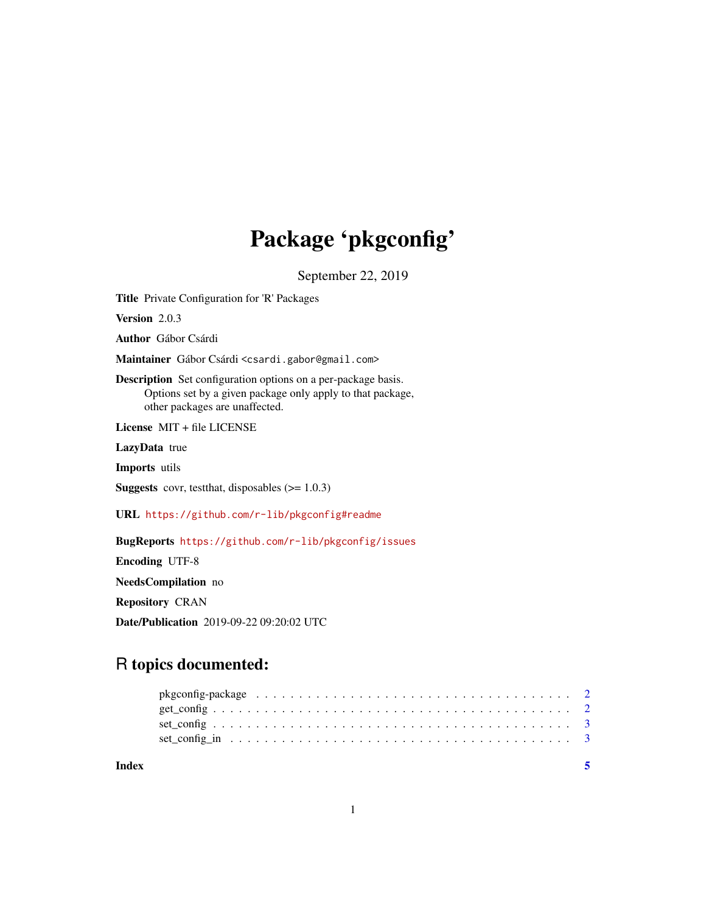# Package 'pkgconfig'

September 22, 2019

**Title** Private Configuration for 'R' Packages

**Version** 2.0.3

**Author** Gábor Csárdi

**Maintainer** Gábor Csárdi <csardi.gabor@gmail.com>

**Description** Set configuration options on a per-package basis.
Options set by a given package only apply to that package,
other packages are unaffected.

**License** MIT + file LICENSE

**LazyData** true

**Imports** utils

**Suggests** covr, testthat, disposables (>= 1.0.3)

**URL** https://github.com/r-lib/pkgconfig#readme

**BugReports** https://github.com/r-lib/pkgconfig/issues

**Encoding** UTF-8

**NeedsCompilation** no

**Repository** CRAN

**Date/Publication** 2019-09-22 09:20:02 UTC

## R topics documented:

- pkgconfig-package . . . . . . . . . . . . . . . . . . . . . . . . . . . . . . . . . . . 2
- get_config . . . . . . . . . . . . . . . . . . . . . . . . . . . . . . . . . . . . . . . 2
- set_config . . . . . . . . . . . . . . . . . . . . . . . . . . . . . . . . . . . . . . . 3
- set_config_in . . . . . . . . . . . . . . . . . . . . . . . . . . . . . . . . . . . . . 3

**Index** 5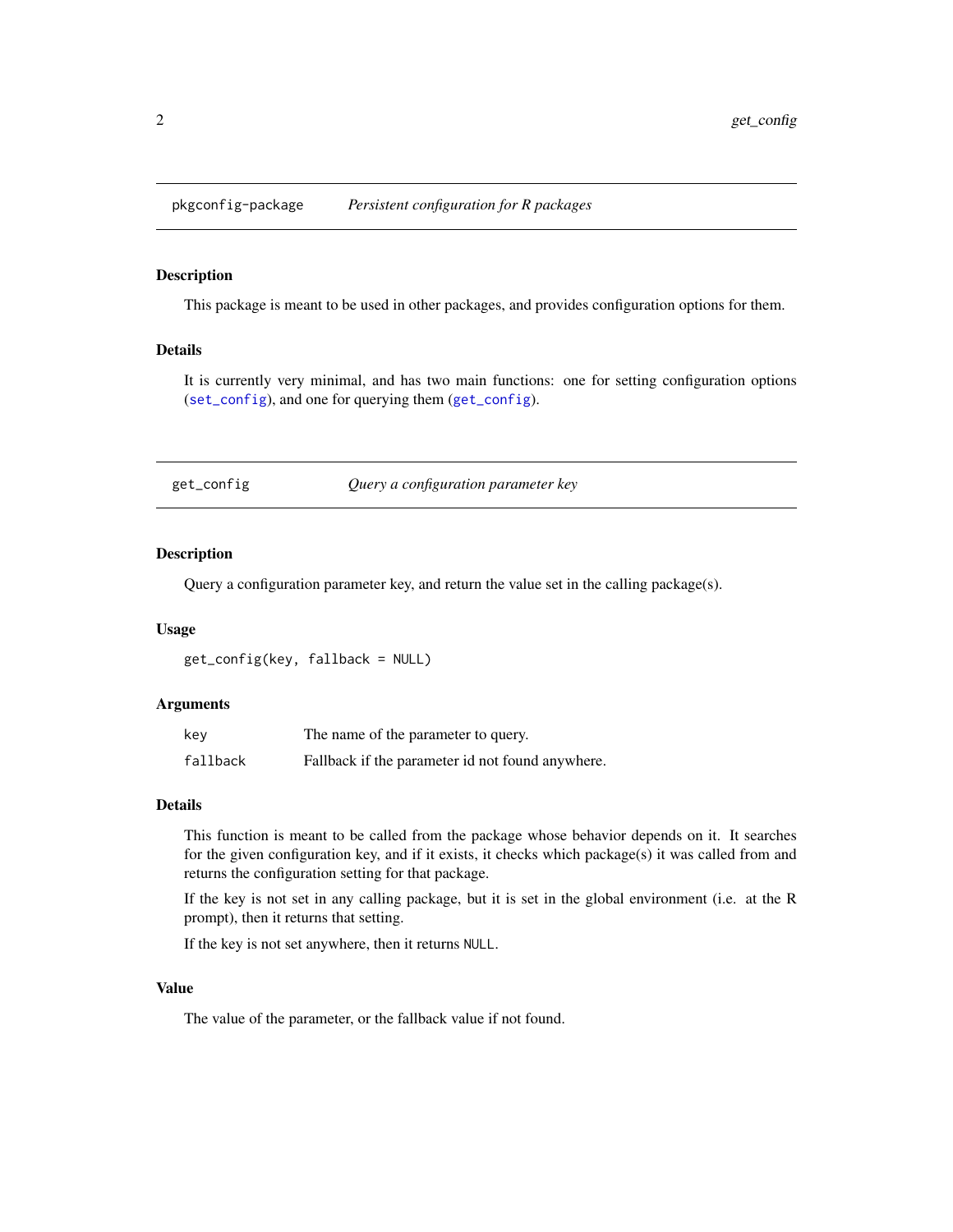## pkgconfig-package — *Persistent configuration for R packages*

### Description

This package is meant to be used in other packages, and provides configuration options for them.

### Details

It is currently very minimal, and has two main functions: one for setting configuration options (`set_config`), and one for querying them (`get_config`).

## get_config — *Query a configuration parameter key*

### Description

Query a configuration parameter key, and return the value set in the calling package(s).

### Usage

```
get_config(key, fallback = NULL)
```

### Arguments

| | |
|---|---|
| `key` | The name of the parameter to query. |
| `fallback` | Fallback if the parameter id not found anywhere. |

### Details

This function is meant to be called from the package whose behavior depends on it. It searches for the given configuration key, and if it exists, it checks which package(s) it was called from and returns the configuration setting for that package.

If the key is not set in any calling package, but it is set in the global environment (i.e. at the R prompt), then it returns that setting.

If the key is not set anywhere, then it returns `NULL`.

### Value

The value of the parameter, or the fallback value if not found.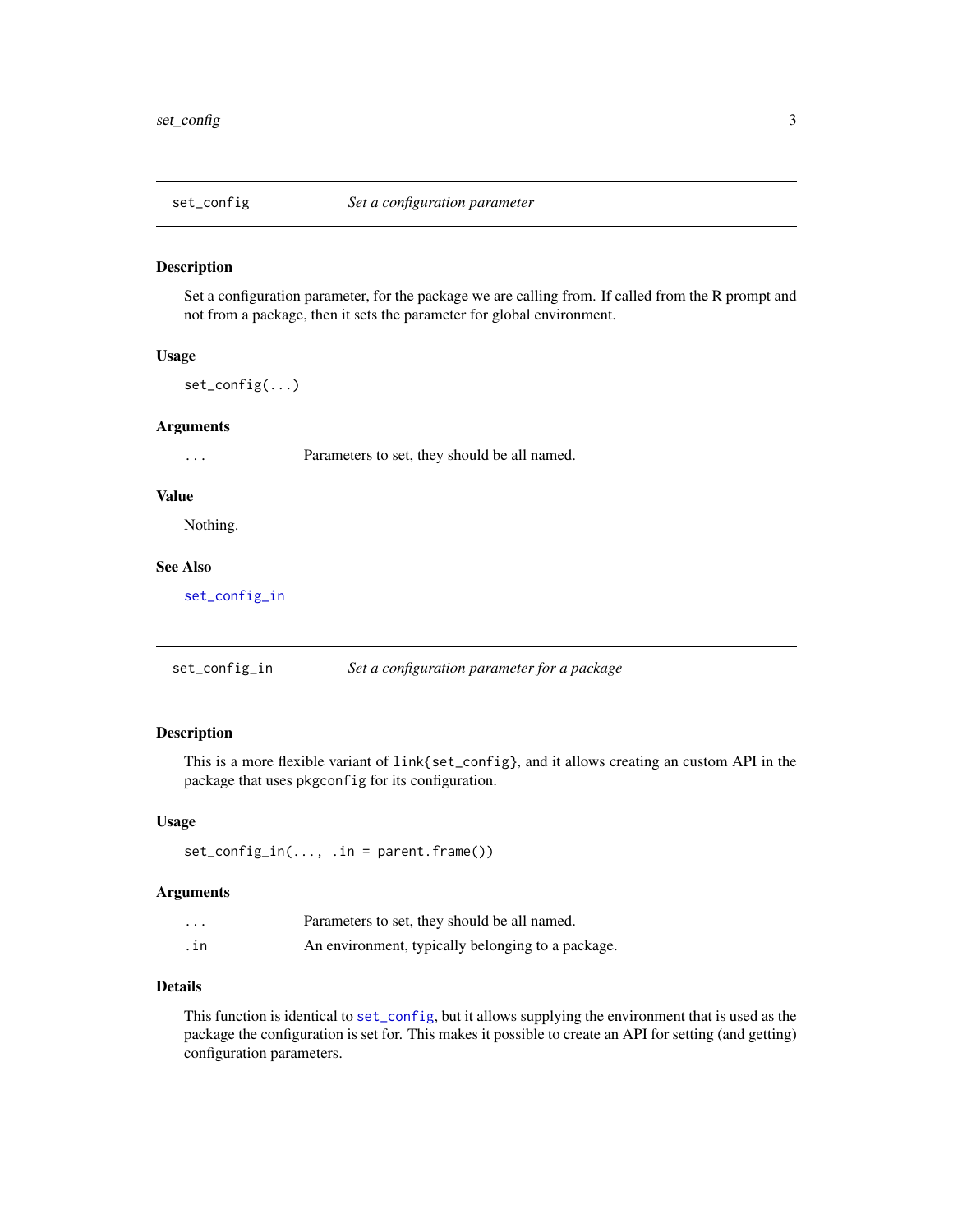## set_config — *Set a configuration parameter*

### Description

Set a configuration parameter, for the package we are calling from. If called from the R prompt and not from a package, then it sets the parameter for global environment.

### Usage

```
set_config(...)
```

### Arguments

| | |
|---|---|
| `...` | Parameters to set, they should be all named. |

### Value

Nothing.

### See Also

`set_config_in`

## set_config_in — *Set a configuration parameter for a package*

### Description

This is a more flexible variant of `link{set_config}`, and it allows creating an custom API in the package that uses `pkgconfig` for its configuration.

### Usage

```
set_config_in(..., .in = parent.frame())
```

### Arguments

| | |
|---|---|
| `...` | Parameters to set, they should be all named. |
| `.in` | An environment, typically belonging to a package. |

### Details

This function is identical to `set_config`, but it allows supplying the environment that is used as the package the configuration is set for. This makes it possible to create an API for setting (and getting) configuration parameters.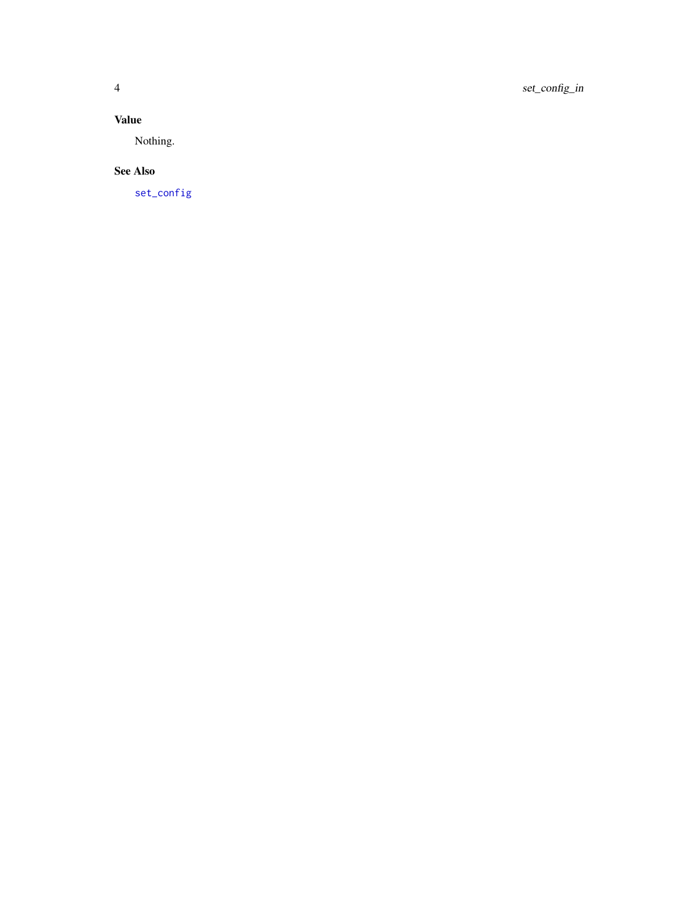## Value

Nothing.

## See Also

`set_config`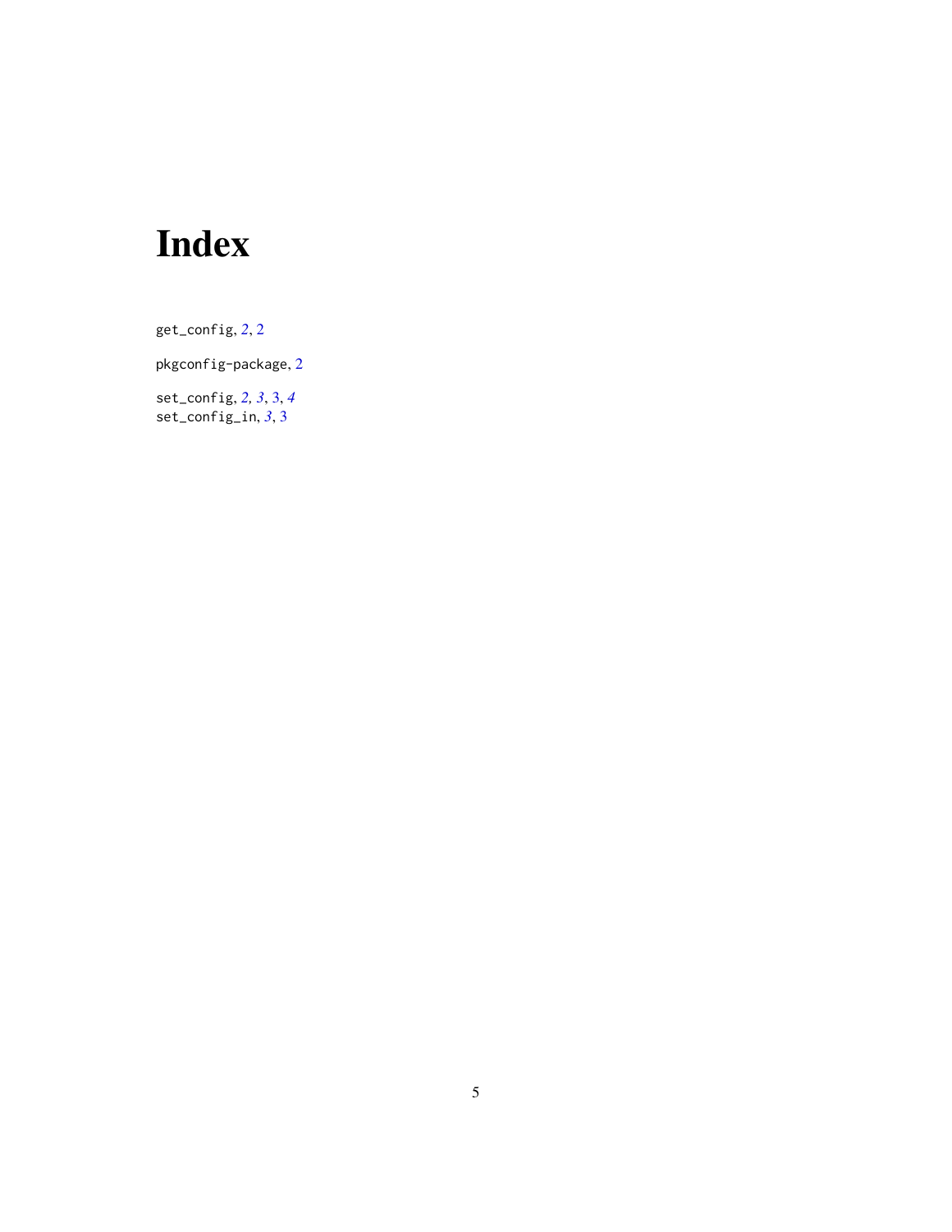# Index

get_config, *2*, 2

pkgconfig-package, 2

set_config, *2, 3*, 3, *4*
set_config_in, *3*, 3